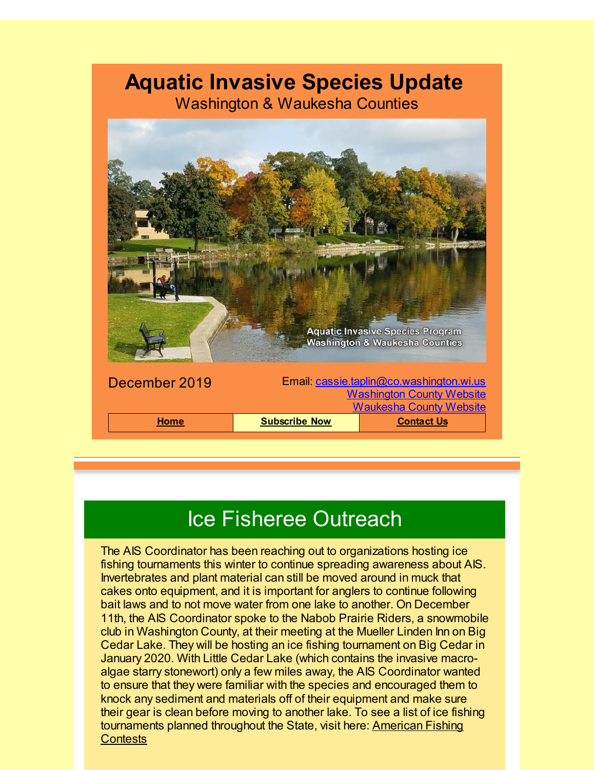# Aquatic Invasive Species Update

Washington & Waukesha Counties

Aquatic Invasive Species Program
Washington & Waukesha Counties

December 2019

Email: cassie.taplin@co.washington.wi.us
Washington County Website
Waukesha County Website

| Home | Subscribe Now | Contact Us |
|---|---|---|

## Ice Fisheree Outreach

The AIS Coordinator has been reaching out to organizations hosting ice fishing tournaments this winter to continue spreading awareness about AIS. Invertebrates and plant material can still be moved around in muck that cakes onto equipment, and it is important for anglers to continue following bait laws and to not move water from one lake to another. On December 11th, the AIS Coordinator spoke to the Nabob Prairie Riders, a snowmobile club in Washington County, at their meeting at the Mueller Linden Inn on Big Cedar Lake. They will be hosting an ice fishing tournament on Big Cedar in January 2020. With Little Cedar Lake (which contains the invasive macro-algae starry stonewort) only a few miles away, the AIS Coordinator wanted to ensure that they were familiar with the species and encouraged them to knock any sediment and materials off of their equipment and make sure their gear is clean before moving to another lake. To see a list of ice fishing tournaments planned throughout the State, visit here: American Fishing Contests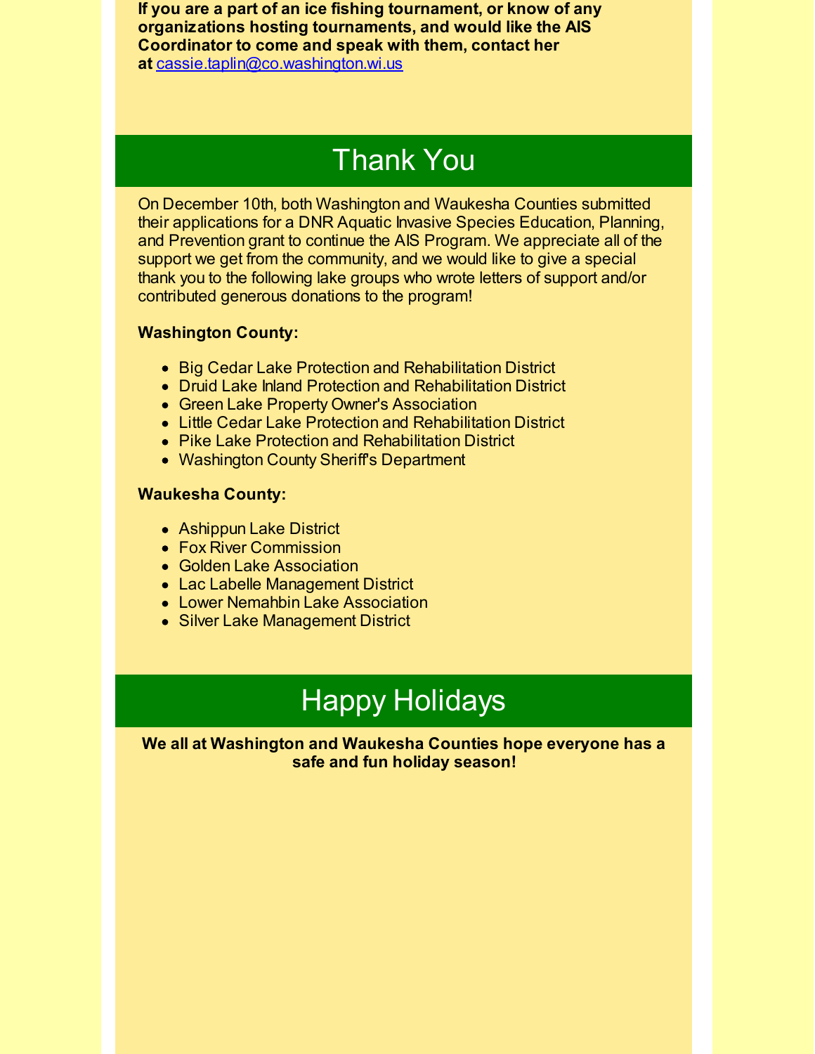**If you are a part of an ice fishing tournament, or know of any organizations hosting tournaments, and would like the AIS Coordinator to come and speak with them, contact her at cassie.taplin@co.washington.wi.us**

## Thank You

On December 10th, both Washington and Waukesha Counties submitted their applications for a DNR Aquatic Invasive Species Education, Planning, and Prevention grant to continue the AIS Program. We appreciate all of the support we get from the community, and we would like to give a special thank you to the following lake groups who wrote letters of support and/or contributed generous donations to the program!

**Washington County:**

- Big Cedar Lake Protection and Rehabilitation District
- Druid Lake Inland Protection and Rehabilitation District
- Green Lake Property Owner's Association
- Little Cedar Lake Protection and Rehabilitation District
- Pike Lake Protection and Rehabilitation District
- Washington County Sheriff's Department

**Waukesha County:**

- Ashippun Lake District
- Fox River Commission
- Golden Lake Association
- Lac Labelle Management District
- Lower Nemahbin Lake Association
- Silver Lake Management District

## Happy Holidays

**We all at Washington and Waukesha Counties hope everyone has a safe and fun holiday season!**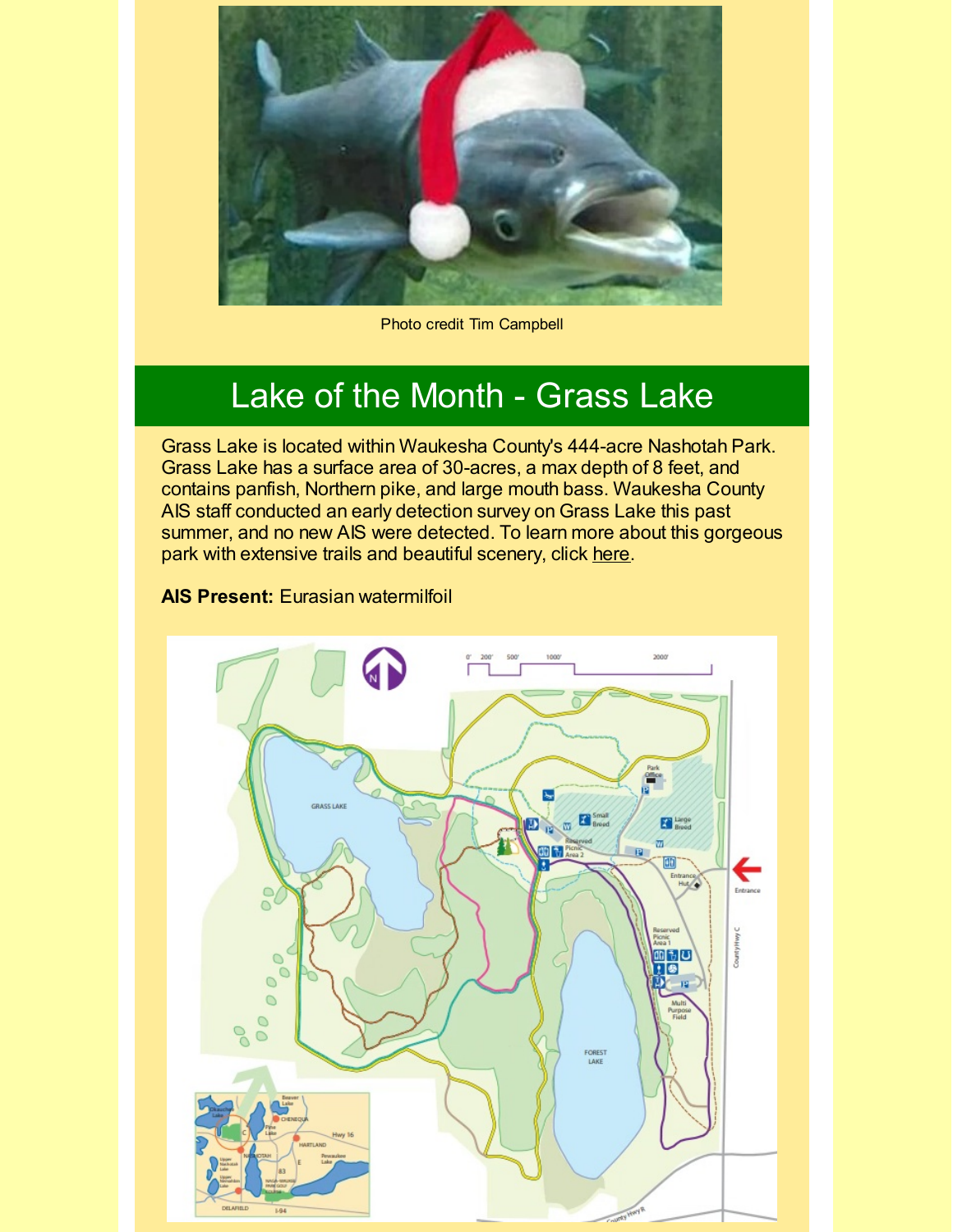Photo credit Tim Campbell

## Lake of the Month - Grass Lake

Grass Lake is located within Waukesha County's 444-acre Nashotah Park. Grass Lake has a surface area of 30-acres, a max depth of 8 feet, and contains panfish, Northern pike, and large mouth bass. Waukesha County AIS staff conducted an early detection survey on Grass Lake this past summer, and no new AIS were detected. To learn more about this gorgeous park with extensive trails and beautiful scenery, click here.

**AIS Present:** Eurasian watermilfoil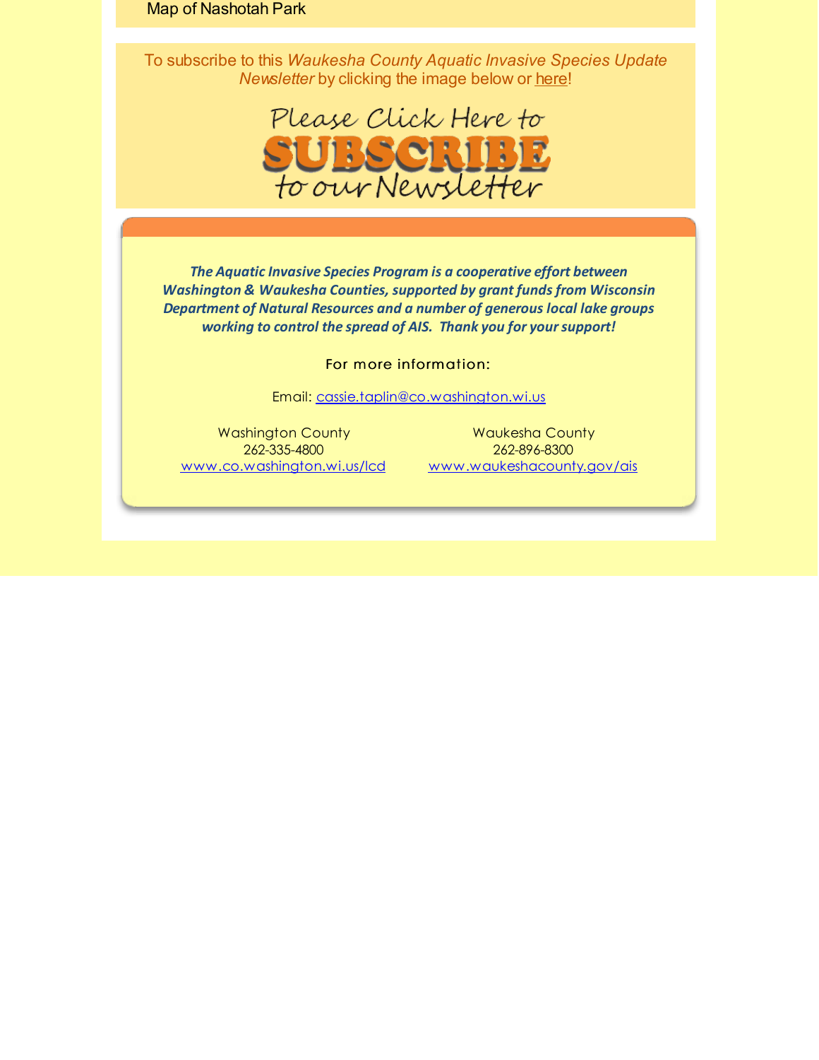Map of Nashotah Park

To subscribe to this *Waukesha County Aquatic Invasive Species Update Newsletter* by clicking the image below or here!

Please Click Here to SUBSCRIBE to our Newsletter

***The Aquatic Invasive Species Program is a cooperative effort between Washington & Waukesha Counties, supported by grant funds from Wisconsin Department of Natural Resources and a number of generous local lake groups working to control the spread of AIS. Thank you for your support!***

For more information:

Email: cassie.taplin@co.washington.wi.us

Washington County
262-335-4800
www.co.washington.wi.us/lcd

Waukesha County
262-896-8300
www.waukeshacounty.gov/ais